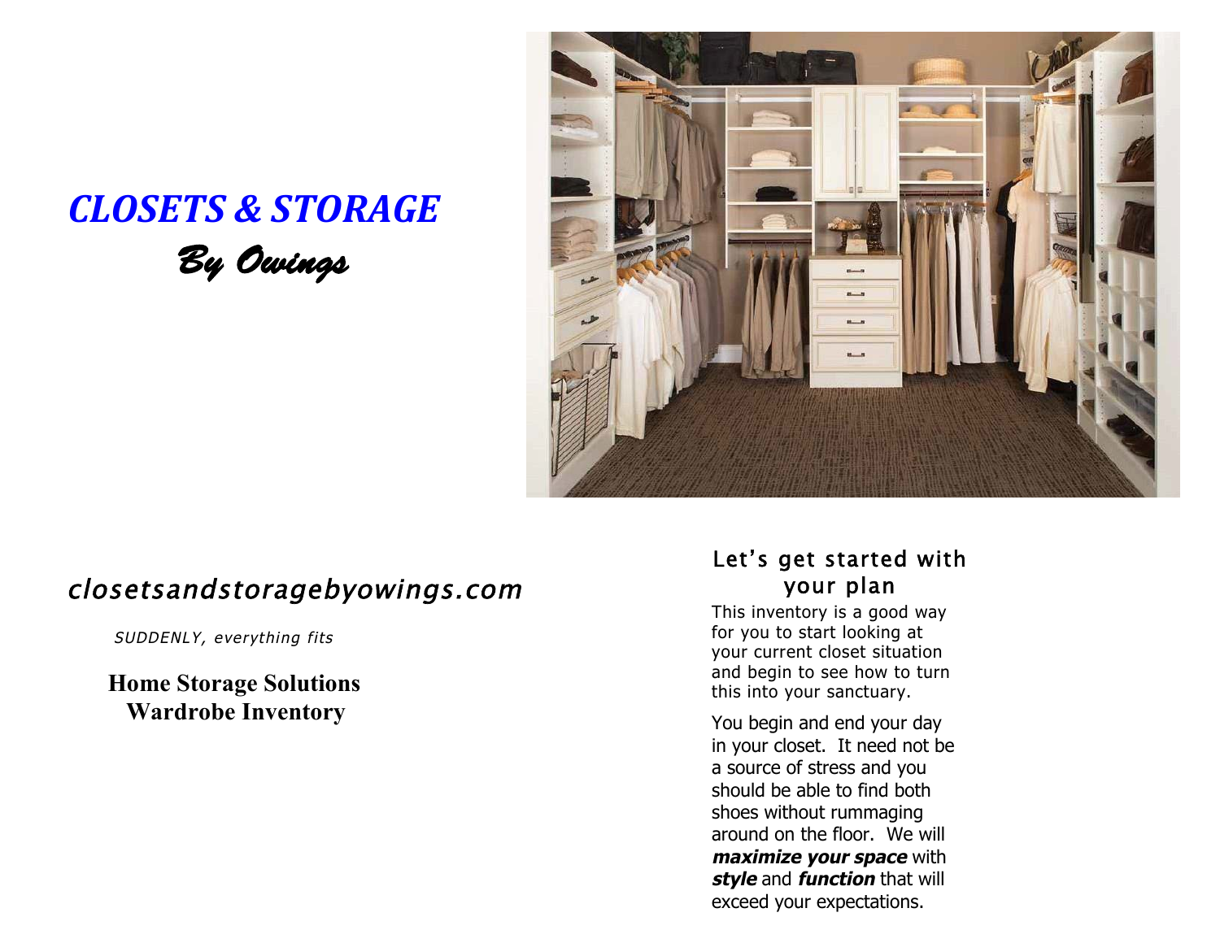# CLOSETS & STORAGE

## *By Owings*

*closetsandstoragebyowings.com*

*SUDDENLY, everything fits*

**Home Storage Solutions**
**Wardrobe Inventory**

## Let's get started with your plan

This inventory is a good way for you to start looking at your current closet situation and begin to see how to turn this into your sanctuary.

You begin and end your day in your closet. It need not be a source of stress and you should be able to find both shoes without rummaging around on the floor. We will ***maximize your space*** with ***style*** and ***function*** that will exceed your expectations.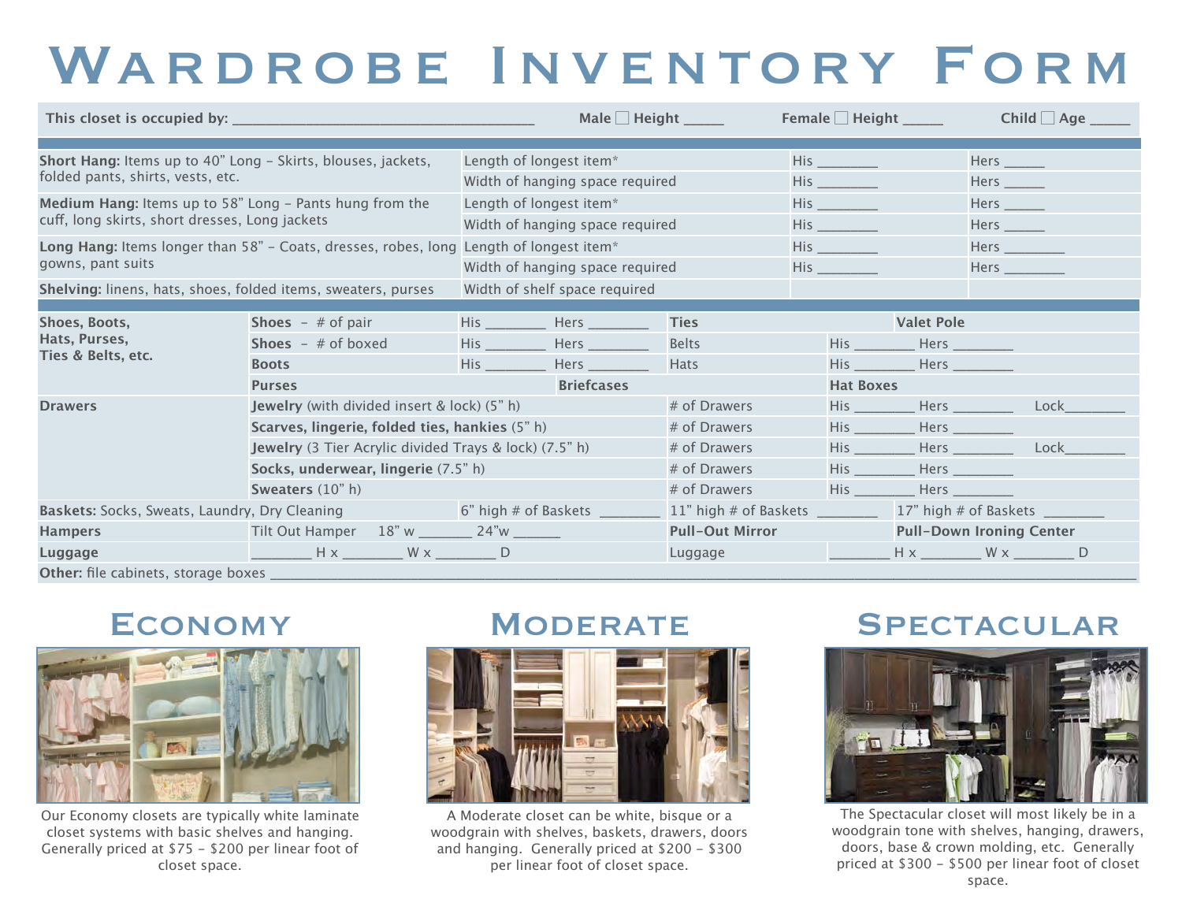# Wardrobe Inventory Form

| This closet is occupied by: ________________________________________ | Male ☐ Height _____ | Female ☐ Height _____ | Child ☐ Age _____ |
|---|---|---|---|

| | | | |
|---|---|---|---|
| **Short Hang:** Items up to 40" Long - Skirts, blouses, jackets, folded pants, shirts, vests, etc. | Length of longest item* | His ________ | Hers _____ |
| | Width of hanging space required | His ________ | Hers _____ |
| **Medium Hang:** Items up to 58" Long - Pants hung from the cuff, long skirts, short dresses, Long jackets | Length of longest item* | His ________ | Hers _____ |
| | Width of hanging space required | His ________ | Hers _____ |
| **Long Hang:** Items longer than 58" - Coats, dresses, robes, long gowns, pant suits | Length of longest item* | His ________ | Hers ________ |
| | Width of hanging space required | His ________ | Hers ________ |
| **Shelving:** linens, hats, shoes, folded items, sweaters, purses | Width of shelf space required | | |

| | | | | |
|---|---|---|---|---|
| **Shoes, Boots, Hats, Purses, Ties & Belts, etc.** | **Shoes** - # of pair | His ________ Hers ________ | **Ties** | **Valet Pole** |
| | **Shoes** - # of boxed | His ________ Hers ________ | Belts | His ________ Hers ________ |
| | **Boots** | His ________ Hers ________ | Hats | His ________ Hers ________ |
| | **Purses** | **Briefcases** | | **Hat Boxes** |
| **Drawers** | **Jewelry** (with divided insert & lock) (5" h) | | # of Drawers | His ________ Hers ________ Lock________ |
| | **Scarves, lingerie, folded ties, hankies** (5" h) | | # of Drawers | His ________ Hers ________ |
| | **Jewelry** (3 Tier Acrylic divided Trays & lock) (7.5" h) | | # of Drawers | His ________ Hers ________ Lock________ |
| | **Socks, underwear, lingerie** (7.5" h) | | # of Drawers | His ________ Hers ________ |
| | **Sweaters** (10" h) | | # of Drawers | His ________ Hers ________ |
| **Baskets:** Socks, Sweats, Laundry, Dry Cleaning | | 6" high # of Baskets ________ | 11" high # of Baskets ________ | 17" high # of Baskets ________ |
| **Hampers** | Tilt Out Hamper 18" w _______ 24"w ______ | | **Pull-Out Mirror** | **Pull-Down Ironing Center** |
| **Luggage** | ________ H x ________ W x ________ D | | Luggage | ________ H x ________ W x ________ D |
| **Other:** file cabinets, storage boxes ________________________________________ | | | | |

## Economy

Our Economy closets are typically white laminate closet systems with basic shelves and hanging. Generally priced at $75 - $200 per linear foot of closet space.

## Moderate

A Moderate closet can be white, bisque or a woodgrain with shelves, baskets, drawers, doors and hanging. Generally priced at $200 - $300 per linear foot of closet space.

## Spectacular

The Spectacular closet will most likely be in a woodgrain tone with shelves, hanging, drawers, doors, base & crown molding, etc. Generally priced at $300 - $500 per linear foot of closet space.